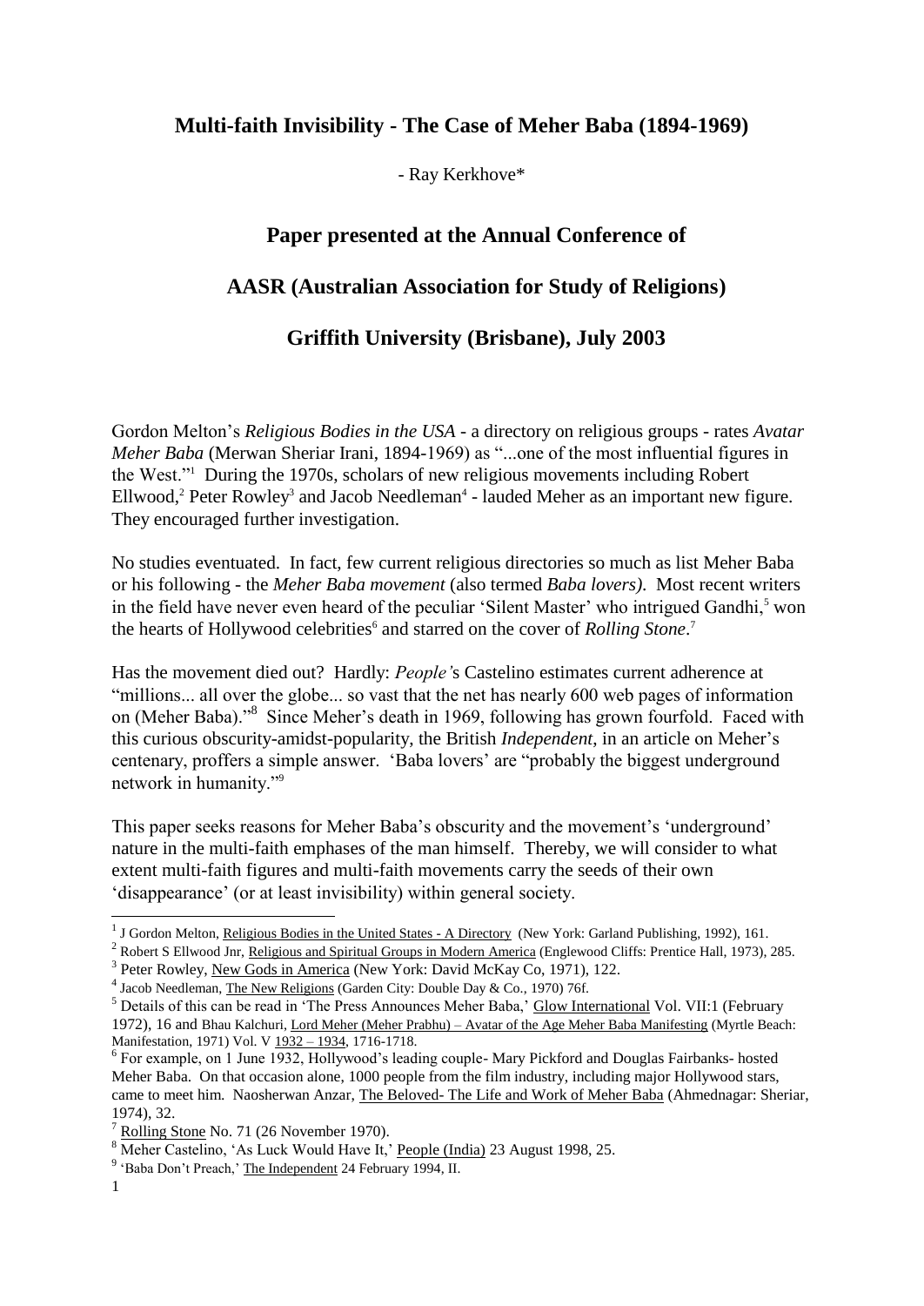# Multi-faith Invisibility - The Case of Meher Baba (1894-1969)

- Ray Kerkhove*

## Paper presented at the Annual Conference of

## AASR (Australian Association for Study of Religions)

## Griffith University (Brisbane), July 2003

Gordon Melton's *Religious Bodies in the USA* - a directory on religious groups - rates *Avatar Meher Baba* (Merwan Sheriar Irani, 1894-1969) as "...one of the most influential figures in the West."[1] During the 1970s, scholars of new religious movements including Robert Ellwood,[2] Peter Rowley[3] and Jacob Needleman[4] - lauded Meher as an important new figure. They encouraged further investigation.

No studies eventuated. In fact, few current religious directories so much as list Meher Baba or his following - the *Meher Baba movement* (also termed *Baba lovers)*. Most recent writers in the field have never even heard of the peculiar 'Silent Master' who intrigued Gandhi,[5] won the hearts of Hollywood celebrities[6] and starred on the cover of *Rolling Stone*.[7]

Has the movement died out? Hardly: *People'*s Castelino estimates current adherence at "millions... all over the globe... so vast that the net has nearly 600 web pages of information on (Meher Baba)."[8] Since Meher's death in 1969, following has grown fourfold. Faced with this curious obscurity-amidst-popularity, the British *Independent*, in an article on Meher's centenary, proffers a simple answer. 'Baba lovers' are "probably the biggest underground network in humanity."[9]

This paper seeks reasons for Meher Baba's obscurity and the movement's 'underground' nature in the multi-faith emphases of the man himself. Thereby, we will consider to what extent multi-faith figures and multi-faith movements carry the seeds of their own 'disappearance' (or at least invisibility) within general society.

---

[1] J Gordon Melton, Religious Bodies in the United States - A Directory (New York: Garland Publishing, 1992), 161.

[2] Robert S Ellwood Jnr, Religious and Spiritual Groups in Modern America (Englewood Cliffs: Prentice Hall, 1973), 285.

[3] Peter Rowley, New Gods in America (New York: David McKay Co, 1971), 122.

[4] Jacob Needleman, The New Religions (Garden City: Double Day & Co., 1970) 76f.

[5] Details of this can be read in 'The Press Announces Meher Baba,' Glow International Vol. VII:1 (February 1972), 16 and Bhau Kalchuri, Lord Meher (Meher Prabhu) – Avatar of the Age Meher Baba Manifesting (Myrtle Beach: Manifestation, 1971) Vol. V 1932 – 1934, 1716-1718.

[6] For example, on 1 June 1932, Hollywood's leading couple- Mary Pickford and Douglas Fairbanks- hosted Meher Baba. On that occasion alone, 1000 people from the film industry, including major Hollywood stars, came to meet him. Naosherwan Anzar, The Beloved- The Life and Work of Meher Baba (Ahmednagar: Sheriar, 1974), 32.

[7] Rolling Stone No. 71 (26 November 1970).

[8] Meher Castelino, 'As Luck Would Have It,' People (India) 23 August 1998, 25.

[9] 'Baba Don't Preach,' The Independent 24 February 1994, II.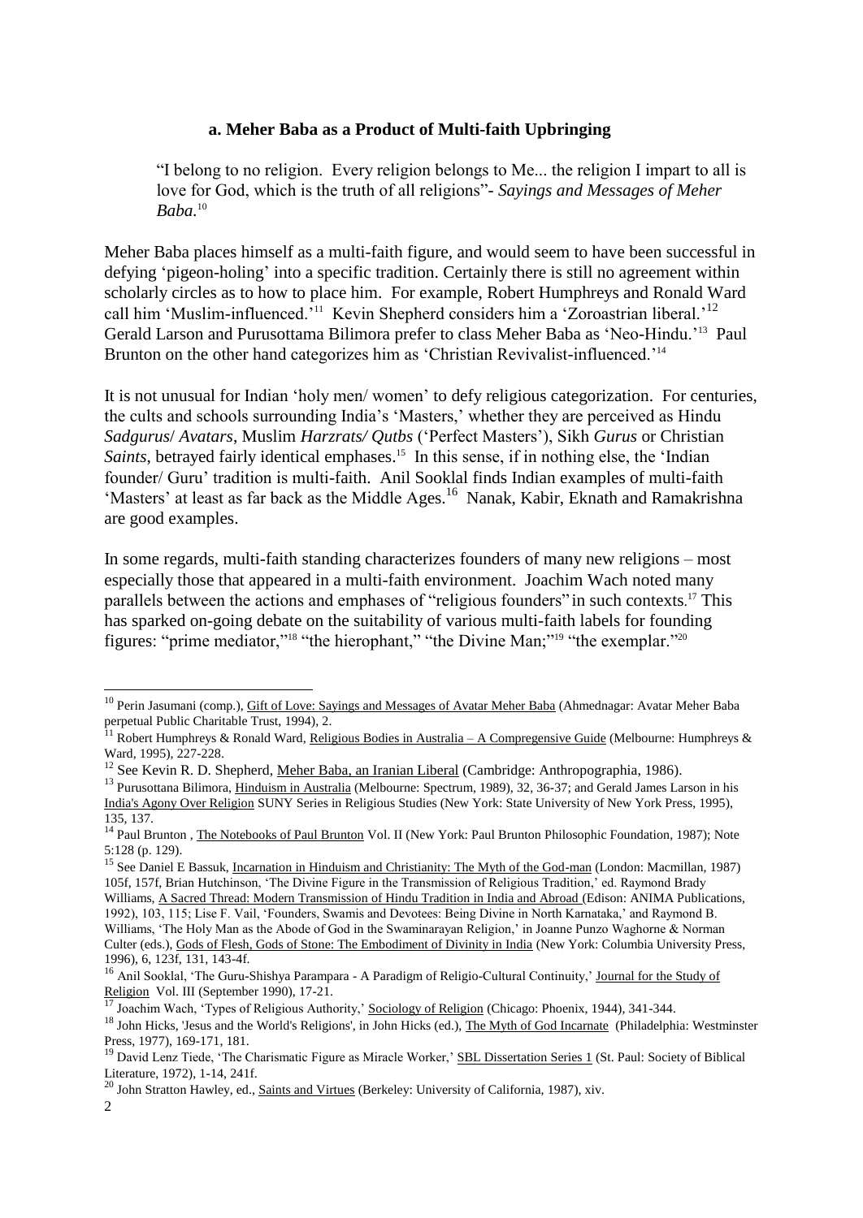### a. Meher Baba as a Product of Multi-faith Upbringing

> "I belong to no religion. Every religion belongs to Me... the religion I impart to all is love for God, which is the truth of all religions"- *Sayings and Messages of Meher Baba.*[10]

Meher Baba places himself as a multi-faith figure, and would seem to have been successful in defying 'pigeon-holing' into a specific tradition. Certainly there is still no agreement within scholarly circles as to how to place him. For example, Robert Humphreys and Ronald Ward call him 'Muslim-influenced.'[11] Kevin Shepherd considers him a 'Zoroastrian liberal.'[12] Gerald Larson and Purusottama Bilimora prefer to class Meher Baba as 'Neo-Hindu.'[13] Paul Brunton on the other hand categorizes him as 'Christian Revivalist-influenced.'[14]

It is not unusual for Indian 'holy men/ women' to defy religious categorization. For centuries, the cults and schools surrounding India's 'Masters,' whether they are perceived as Hindu *Sadgurus*/ *Avatars*, Muslim *Harzrats/ Qutbs* ('Perfect Masters'), Sikh *Gurus* or Christian *Saints*, betrayed fairly identical emphases.[15] In this sense, if in nothing else, the 'Indian founder/ Guru' tradition is multi-faith. Anil Sooklal finds Indian examples of multi-faith 'Masters' at least as far back as the Middle Ages.[16] Nanak, Kabir, Eknath and Ramakrishna are good examples.

In some regards, multi-faith standing characterizes founders of many new religions – most especially those that appeared in a multi-faith environment. Joachim Wach noted many parallels between the actions and emphases of "religious founders" in such contexts.[17] This has sparked on-going debate on the suitability of various multi-faith labels for founding figures: "prime mediator,"[18] "the hierophant," "the Divine Man;"[19] "the exemplar."[20]

---

[10] Perin Jasumani (comp.), Gift of Love: Sayings and Messages of Avatar Meher Baba (Ahmednagar: Avatar Meher Baba perpetual Public Charitable Trust, 1994), 2.

[11] Robert Humphreys & Ronald Ward, Religious Bodies in Australia – A Compregensive Guide (Melbourne: Humphreys & Ward, 1995), 227-228.

[12] See Kevin R. D. Shepherd, Meher Baba, an Iranian Liberal (Cambridge: Anthropographia, 1986).

[13] Purusottana Bilimora, Hinduism in Australia (Melbourne: Spectrum, 1989), 32, 36-37; and Gerald James Larson in his India's Agony Over Religion SUNY Series in Religious Studies (New York: State University of New York Press, 1995), 135, 137.

[14] Paul Brunton , The Notebooks of Paul Brunton Vol. II (New York: Paul Brunton Philosophic Foundation, 1987); Note 5:128 (p. 129).

[15] See Daniel E Bassuk, Incarnation in Hinduism and Christianity: The Myth of the God-man (London: Macmillan, 1987) 105f, 157f, Brian Hutchinson, 'The Divine Figure in the Transmission of Religious Tradition,' ed. Raymond Brady Williams, A Sacred Thread: Modern Transmission of Hindu Tradition in India and Abroad (Edison: ANIMA Publications, 1992), 103, 115; Lise F. Vail, 'Founders, Swamis and Devotees: Being Divine in North Karnataka,' and Raymond B. Williams, 'The Holy Man as the Abode of God in the Swaminarayan Religion,' in Joanne Punzo Waghorne & Norman Culter (eds.), Gods of Flesh, Gods of Stone: The Embodiment of Divinity in India (New York: Columbia University Press, 1996), 6, 123f, 131, 143-4f.

[16] Anil Sooklal, 'The Guru-Shishya Parampara - A Paradigm of Religio-Cultural Continuity,' Journal for the Study of Religion Vol. III (September 1990), 17-21.

[17] Joachim Wach, 'Types of Religious Authority,' Sociology of Religion (Chicago: Phoenix, 1944), 341-344.

[18] John Hicks, 'Jesus and the World's Religions', in John Hicks (ed.), The Myth of God Incarnate (Philadelphia: Westminster Press, 1977), 169-171, 181.

[19] David Lenz Tiede, 'The Charismatic Figure as Miracle Worker,' SBL Dissertation Series 1 (St. Paul: Society of Biblical Literature, 1972), 1-14, 241f.

[20] John Stratton Hawley, ed., Saints and Virtues (Berkeley: University of California, 1987), xiv.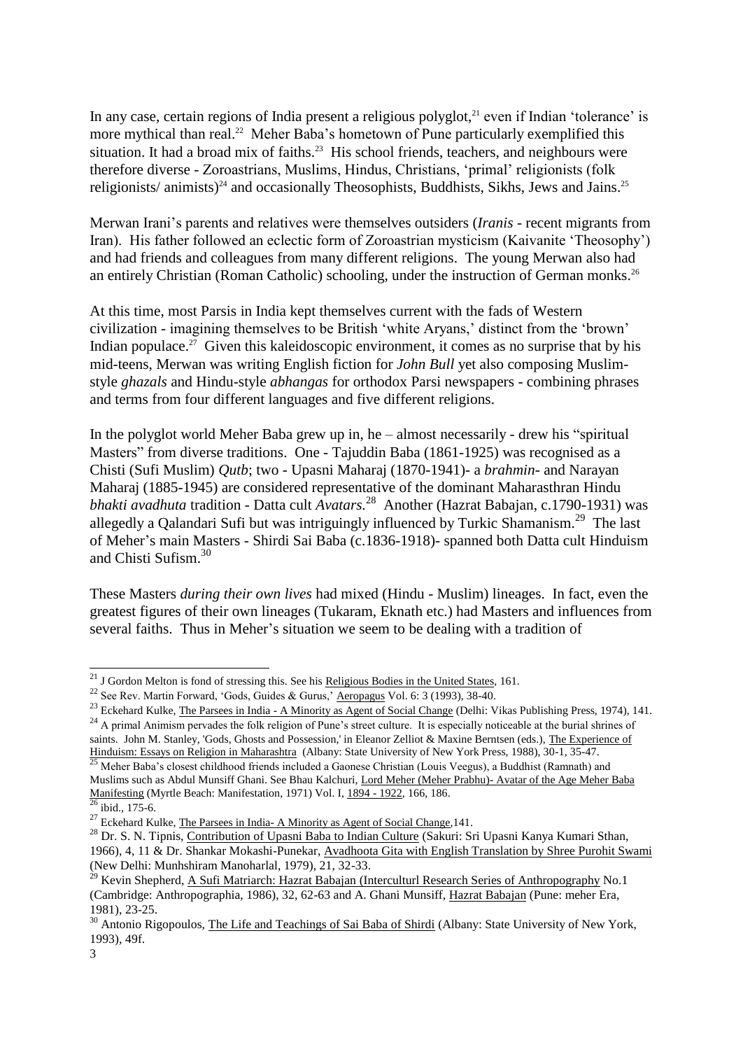In any case, certain regions of India present a religious polyglot,[21] even if Indian 'tolerance' is more mythical than real.[22] Meher Baba's hometown of Pune particularly exemplified this situation. It had a broad mix of faiths.[23] His school friends, teachers, and neighbours were therefore diverse - Zoroastrians, Muslims, Hindus, Christians, 'primal' religionists (folk religionists/ animists)[24] and occasionally Theosophists, Buddhists, Sikhs, Jews and Jains.[25]

Merwan Irani's parents and relatives were themselves outsiders (*Iranis* - recent migrants from Iran). His father followed an eclectic form of Zoroastrian mysticism (Kaivanite 'Theosophy') and had friends and colleagues from many different religions. The young Merwan also had an entirely Christian (Roman Catholic) schooling, under the instruction of German monks.[26]

At this time, most Parsis in India kept themselves current with the fads of Western civilization - imagining themselves to be British 'white Aryans,' distinct from the 'brown' Indian populace.[27] Given this kaleidoscopic environment, it comes as no surprise that by his mid-teens, Merwan was writing English fiction for *John Bull* yet also composing Muslim-style *ghazals* and Hindu-style *abhangas* for orthodox Parsi newspapers - combining phrases and terms from four different languages and five different religions.

In the polyglot world Meher Baba grew up in, he – almost necessarily - drew his "spiritual Masters" from diverse traditions. One - Tajuddin Baba (1861-1925) was recognised as a Chisti (Sufi Muslim) *Qutb*; two - Upasni Maharaj (1870-1941)- a *brahmin*- and Narayan Maharaj (1885-1945) are considered representative of the dominant Maharasthran Hindu *bhakti avadhuta* tradition - Datta cult *Avatars*.[28] Another (Hazrat Babajan, c.1790-1931) was allegedly a Qalandari Sufi but was intriguingly influenced by Turkic Shamanism.[29] The last of Meher's main Masters - Shirdi Sai Baba (c.1836-1918)- spanned both Datta cult Hinduism and Chisti Sufism.[30]

These Masters *during their own lives* had mixed (Hindu - Muslim) lineages. In fact, even the greatest figures of their own lineages (Tukaram, Eknath etc.) had Masters and influences from several faiths. Thus in Meher's situation we seem to be dealing with a tradition of

---

[21] J Gordon Melton is fond of stressing this. See his Religious Bodies in the United States, 161.

[22] See Rev. Martin Forward, 'Gods, Guides & Gurus,' Aeropagus Vol. 6: 3 (1993), 38-40.

[23] Eckehard Kulke, The Parsees in India - A Minority as Agent of Social Change (Delhi: Vikas Publishing Press, 1974), 141.

[24] A primal Animism pervades the folk religion of Pune's street culture. It is especially noticeable at the burial shrines of saints. John M. Stanley, 'Gods, Ghosts and Possession,' in Eleanor Zelliot & Maxine Berntsen (eds.), The Experience of Hinduism: Essays on Religion in Maharashtra (Albany: State University of New York Press, 1988), 30-1, 35-47.

[25] Meher Baba's closest childhood friends included a Gaonese Christian (Louis Veegus), a Buddhist (Ramnath) and Muslims such as Abdul Munsiff Ghani. See Bhau Kalchuri, Lord Meher (Meher Prabhu)- Avatar of the Age Meher Baba Manifesting (Myrtle Beach: Manifestation, 1971) Vol. I, 1894 - 1922, 166, 186.

[26] ibid., 175-6.

[27] Eckehard Kulke, The Parsees in India- A Minority as Agent of Social Change,141.

[28] Dr. S. N. Tipnis, Contribution of Upasni Baba to Indian Culture (Sakuri: Sri Upasni Kanya Kumari Sthan, 1966), 4, 11 & Dr. Shankar Mokashi-Punekar, Avadhoota Gita with English Translation by Shree Purohit Swami (New Delhi: Munhshiram Manoharlal, 1979), 21, 32-33.

[29] Kevin Shepherd, A Sufi Matriarch: Hazrat Babajan (Interculturl Research Series of Anthropography No.1 (Cambridge: Anthropographia, 1986), 32, 62-63 and A. Ghani Munsiff, Hazrat Babajan (Pune: meher Era, 1981), 23-25.

[30] Antonio Rigopoulos, The Life and Teachings of Sai Baba of Shirdi (Albany: State University of New York, 1993), 49f.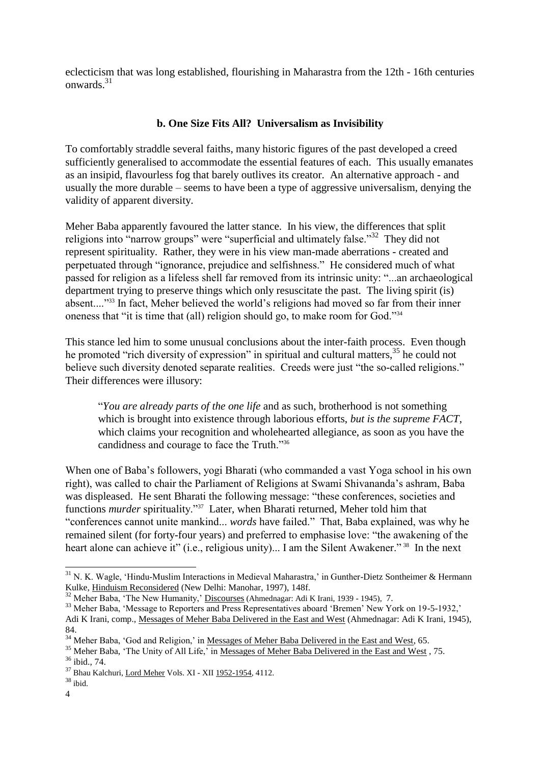eclecticism that was long established, flourishing in Maharastra from the 12th - 16th centuries onwards.[31]

### b. One Size Fits All? Universalism as Invisibility

To comfortably straddle several faiths, many historic figures of the past developed a creed sufficiently generalised to accommodate the essential features of each. This usually emanates as an insipid, flavourless fog that barely outlives its creator. An alternative approach - and usually the more durable – seems to have been a type of aggressive universalism, denying the validity of apparent diversity.

Meher Baba apparently favoured the latter stance. In his view, the differences that split religions into "narrow groups" were "superficial and ultimately false."[32] They did not represent spirituality. Rather, they were in his view man-made aberrations - created and perpetuated through "ignorance, prejudice and selfishness." He considered much of what passed for religion as a lifeless shell far removed from its intrinsic unity: "...an archaeological department trying to preserve things which only resuscitate the past. The living spirit (is) absent...."[33] In fact, Meher believed the world's religions had moved so far from their inner oneness that "it is time that (all) religion should go, to make room for God."[34]

This stance led him to some unusual conclusions about the inter-faith process. Even though he promoted "rich diversity of expression" in spiritual and cultural matters,[35] he could not believe such diversity denoted separate realities. Creeds were just "the so-called religions." Their differences were illusory:

> "*You are already parts of the one life* and as such, brotherhood is not something which is brought into existence through laborious efforts, *but is the supreme FACT*, which claims your recognition and wholehearted allegiance, as soon as you have the candidness and courage to face the Truth."[36]

When one of Baba's followers, yogi Bharati (who commanded a vast Yoga school in his own right), was called to chair the Parliament of Religions at Swami Shivananda's ashram, Baba was displeased. He sent Bharati the following message: "these conferences, societies and functions *murder* spirituality."[37] Later, when Bharati returned, Meher told him that "conferences cannot unite mankind... *words* have failed." That, Baba explained, was why he remained silent (for forty-four years) and preferred to emphasise love: "the awakening of the heart alone can achieve it" (i.e., religious unity)... I am the Silent Awakener." [38] In the next

---

[31] N. K. Wagle, 'Hindu-Muslim Interactions in Medieval Maharastra,' in Gunther-Dietz Sontheimer & Hermann Kulke, Hinduism Reconsidered (New Delhi: Manohar, 1997), 148f.

[32] Meher Baba, 'The New Humanity,' Discourses (Ahmednagar: Adi K Irani, 1939 - 1945), 7.

[33] Meher Baba, 'Message to Reporters and Press Representatives aboard 'Bremen' New York on 19-5-1932,' Adi K Irani, comp., Messages of Meher Baba Delivered in the East and West (Ahmednagar: Adi K Irani, 1945), 84.

[34] Meher Baba, 'God and Religion,' in Messages of Meher Baba Delivered in the East and West, 65.

[35] Meher Baba, 'The Unity of All Life,' in Messages of Meher Baba Delivered in the East and West , 75.

[36] ibid., 74.

[37] Bhau Kalchuri, Lord Meher Vols. XI - XII 1952-1954, 4112.

[38] ibid.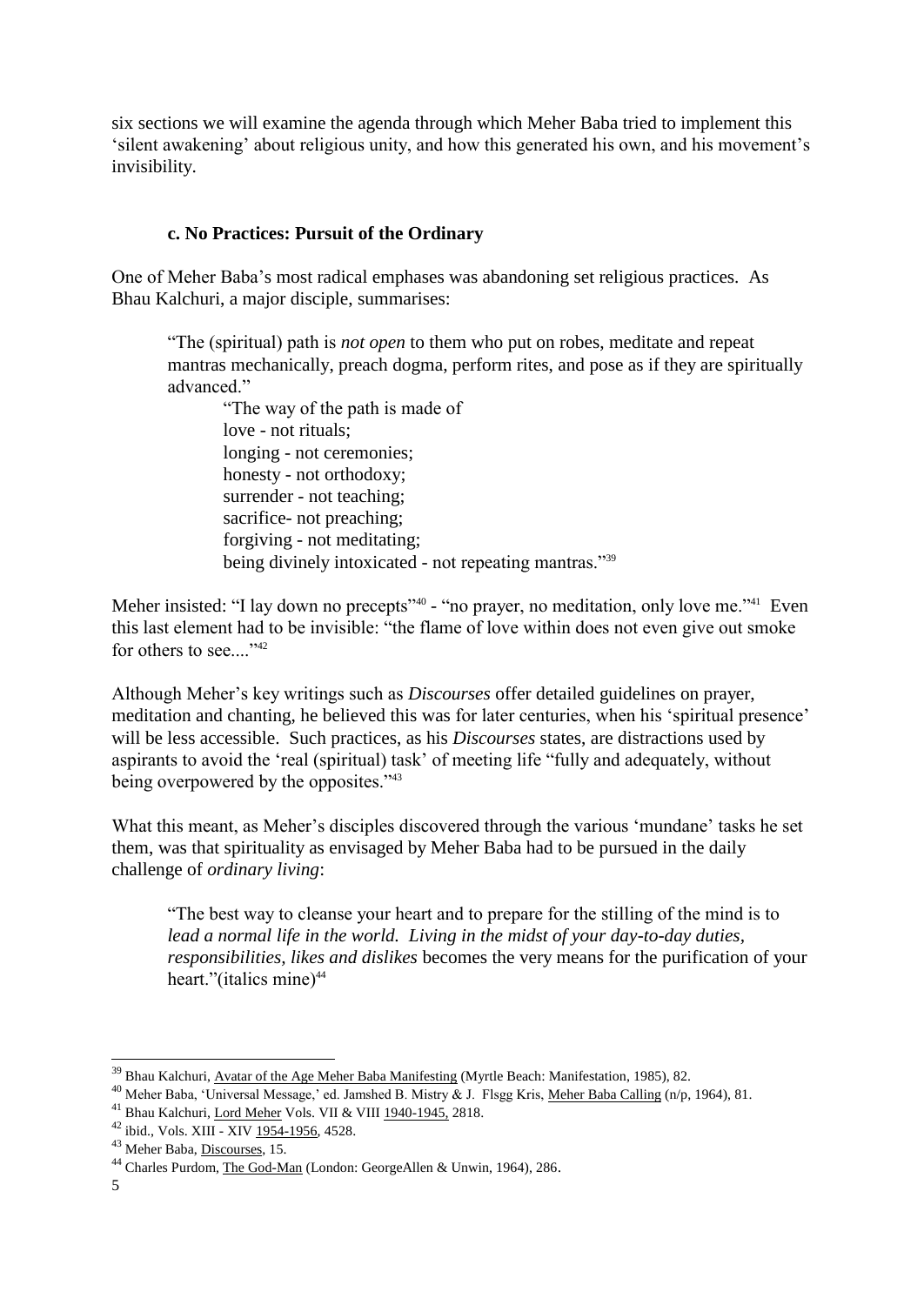six sections we will examine the agenda through which Meher Baba tried to implement this 'silent awakening' about religious unity, and how this generated his own, and his movement's invisibility.

### c. No Practices: Pursuit of the Ordinary

One of Meher Baba's most radical emphases was abandoning set religious practices. As Bhau Kalchuri, a major disciple, summarises:

> "The (spiritual) path is *not open* to them who put on robes, meditate and repeat mantras mechanically, preach dogma, perform rites, and pose as if they are spiritually advanced."
>
> "The way of the path is made of
> love - not rituals;
> longing - not ceremonies;
> honesty - not orthodoxy;
> surrender - not teaching;
> sacrifice- not preaching;
> forgiving - not meditating;
> being divinely intoxicated - not repeating mantras."[39]

Meher insisted: "I lay down no precepts"[40] - "no prayer, no meditation, only love me."[41] Even this last element had to be invisible: "the flame of love within does not even give out smoke for others to see...."[42]

Although Meher's key writings such as *Discourses* offer detailed guidelines on prayer, meditation and chanting, he believed this was for later centuries, when his 'spiritual presence' will be less accessible. Such practices, as his *Discourses* states, are distractions used by aspirants to avoid the 'real (spiritual) task' of meeting life "fully and adequately, without being overpowered by the opposites."[43]

What this meant, as Meher's disciples discovered through the various 'mundane' tasks he set them, was that spirituality as envisaged by Meher Baba had to be pursued in the daily challenge of *ordinary living*:

> "The best way to cleanse your heart and to prepare for the stilling of the mind is to *lead a normal life in the world. Living in the midst of your day-to-day duties, responsibilities, likes and dislikes* becomes the very means for the purification of your heart."(italics mine)[44]

---

[39] Bhau Kalchuri, Avatar of the Age Meher Baba Manifesting (Myrtle Beach: Manifestation, 1985), 82.

[40] Meher Baba, 'Universal Message,' ed. Jamshed B. Mistry & J. Flsgg Kris, Meher Baba Calling (n/p, 1964), 81.

[41] Bhau Kalchuri, Lord Meher Vols. VII & VIII 1940-1945, 2818.

[42] ibid., Vols. XIII - XIV 1954-1956, 4528.

[43] Meher Baba, Discourses, 15.

[44] Charles Purdom, The God-Man (London: GeorgeAllen & Unwin, 1964), 286.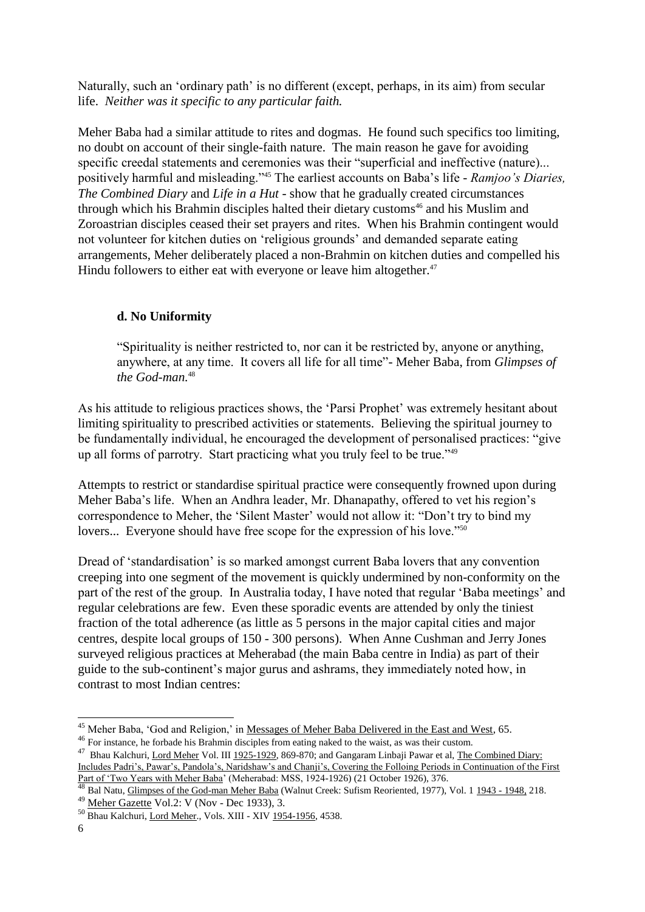Naturally, such an 'ordinary path' is no different (except, perhaps, in its aim) from secular life. *Neither was it specific to any particular faith.*

Meher Baba had a similar attitude to rites and dogmas. He found such specifics too limiting, no doubt on account of their single-faith nature. The main reason he gave for avoiding specific creedal statements and ceremonies was their "superficial and ineffective (nature)... positively harmful and misleading."[45] The earliest accounts on Baba's life - *Ramjoo's Diaries, The Combined Diary* and *Life in a Hut* - show that he gradually created circumstances through which his Brahmin disciples halted their dietary customs[46] and his Muslim and Zoroastrian disciples ceased their set prayers and rites. When his Brahmin contingent would not volunteer for kitchen duties on 'religious grounds' and demanded separate eating arrangements, Meher deliberately placed a non-Brahmin on kitchen duties and compelled his Hindu followers to either eat with everyone or leave him altogether.[47]

### d. No Uniformity

> "Spirituality is neither restricted to, nor can it be restricted by, anyone or anything, anywhere, at any time. It covers all life for all time"- Meher Baba, from *Glimpses of the God-man.*[48]

As his attitude to religious practices shows, the 'Parsi Prophet' was extremely hesitant about limiting spirituality to prescribed activities or statements. Believing the spiritual journey to be fundamentally individual, he encouraged the development of personalised practices: "give up all forms of parrotry. Start practicing what you truly feel to be true."[49]

Attempts to restrict or standardise spiritual practice were consequently frowned upon during Meher Baba's life. When an Andhra leader, Mr. Dhanapathy, offered to vet his region's correspondence to Meher, the 'Silent Master' would not allow it: "Don't try to bind my lovers... Everyone should have free scope for the expression of his love."[50]

Dread of 'standardisation' is so marked amongst current Baba lovers that any convention creeping into one segment of the movement is quickly undermined by non-conformity on the part of the rest of the group. In Australia today, I have noted that regular 'Baba meetings' and regular celebrations are few. Even these sporadic events are attended by only the tiniest fraction of the total adherence (as little as 5 persons in the major capital cities and major centres, despite local groups of 150 - 300 persons). When Anne Cushman and Jerry Jones surveyed religious practices at Meherabad (the main Baba centre in India) as part of their guide to the sub-continent's major gurus and ashrams, they immediately noted how, in contrast to most Indian centres:

---

[45] Meher Baba, 'God and Religion,' in Messages of Meher Baba Delivered in the East and West, 65.

[46] For instance, he forbade his Brahmin disciples from eating naked to the waist, as was their custom.

[47] Bhau Kalchuri, Lord Meher Vol. III 1925-1929, 869-870; and Gangaram Linbaji Pawar et al, The Combined Diary: Includes Padri's, Pawar's, Pandola's, Naridshaw's and Chanji's, Covering the Folloing Periods in Continuation of the First Part of 'Two Years with Meher Baba' (Meherabad: MSS, 1924-1926) (21 October 1926), 376.

[48] Bal Natu, Glimpses of the God-man Meher Baba (Walnut Creek: Sufism Reoriented, 1977), Vol. 1 1943 - 1948, 218.

[49] Meher Gazette Vol.2: V (Nov - Dec 1933), 3.

[50] Bhau Kalchuri, Lord Meher., Vols. XIII - XIV 1954-1956, 4538.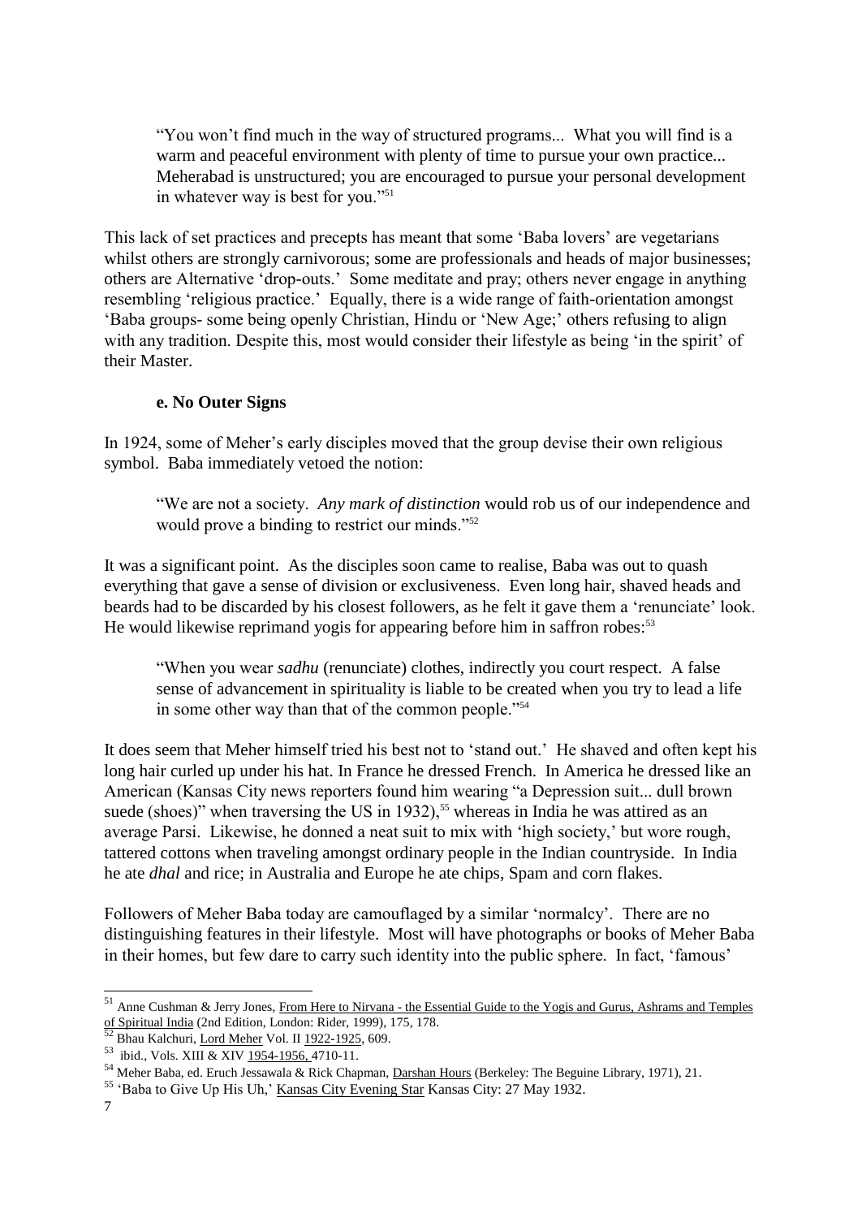> "You won't find much in the way of structured programs... What you will find is a warm and peaceful environment with plenty of time to pursue your own practice... Meherabad is unstructured; you are encouraged to pursue your personal development in whatever way is best for you."[51]

This lack of set practices and precepts has meant that some 'Baba lovers' are vegetarians whilst others are strongly carnivorous; some are professionals and heads of major businesses; others are Alternative 'drop-outs.' Some meditate and pray; others never engage in anything resembling 'religious practice.' Equally, there is a wide range of faith-orientation amongst 'Baba groups- some being openly Christian, Hindu or 'New Age;' others refusing to align with any tradition. Despite this, most would consider their lifestyle as being 'in the spirit' of their Master.

### e. No Outer Signs

In 1924, some of Meher's early disciples moved that the group devise their own religious symbol. Baba immediately vetoed the notion:

> "We are not a society. *Any mark of distinction* would rob us of our independence and would prove a binding to restrict our minds."[52]

It was a significant point. As the disciples soon came to realise, Baba was out to quash everything that gave a sense of division or exclusiveness. Even long hair, shaved heads and beards had to be discarded by his closest followers, as he felt it gave them a 'renunciate' look. He would likewise reprimand yogis for appearing before him in saffron robes:[53]

> "When you wear *sadhu* (renunciate) clothes, indirectly you court respect. A false sense of advancement in spirituality is liable to be created when you try to lead a life in some other way than that of the common people."[54]

It does seem that Meher himself tried his best not to 'stand out.' He shaved and often kept his long hair curled up under his hat. In France he dressed French. In America he dressed like an American (Kansas City news reporters found him wearing "a Depression suit... dull brown suede (shoes)" when traversing the US in 1932),[55] whereas in India he was attired as an average Parsi. Likewise, he donned a neat suit to mix with 'high society,' but wore rough, tattered cottons when traveling amongst ordinary people in the Indian countryside. In India he ate *dhal* and rice; in Australia and Europe he ate chips, Spam and corn flakes.

Followers of Meher Baba today are camouflaged by a similar 'normalcy'. There are no distinguishing features in their lifestyle. Most will have photographs or books of Meher Baba in their homes, but few dare to carry such identity into the public sphere. In fact, 'famous'

---

[51] Anne Cushman & Jerry Jones, From Here to Nirvana - the Essential Guide to the Yogis and Gurus, Ashrams and Temples of Spiritual India (2nd Edition, London: Rider, 1999), 175, 178.

[52] Bhau Kalchuri, Lord Meher Vol. II 1922-1925, 609.

[53] ibid., Vols. XIII & XIV 1954-1956, 4710-11.

[54] Meher Baba, ed. Eruch Jessawala & Rick Chapman, Darshan Hours (Berkeley: The Beguine Library, 1971), 21.

[55] 'Baba to Give Up His Uh,' Kansas City Evening Star Kansas City: 27 May 1932.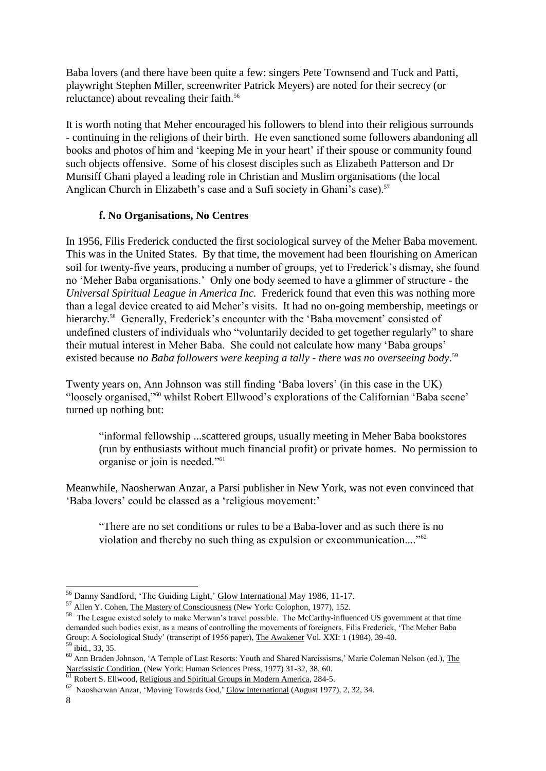Baba lovers (and there have been quite a few: singers Pete Townsend and Tuck and Patti, playwright Stephen Miller, screenwriter Patrick Meyers) are noted for their secrecy (or reluctance) about revealing their faith.[56]

It is worth noting that Meher encouraged his followers to blend into their religious surrounds - continuing in the religions of their birth. He even sanctioned some followers abandoning all books and photos of him and 'keeping Me in your heart' if their spouse or community found such objects offensive. Some of his closest disciples such as Elizabeth Patterson and Dr Munsiff Ghani played a leading role in Christian and Muslim organisations (the local Anglican Church in Elizabeth's case and a Sufi society in Ghani's case).[57]

### f. No Organisations, No Centres

In 1956, Filis Frederick conducted the first sociological survey of the Meher Baba movement. This was in the United States. By that time, the movement had been flourishing on American soil for twenty-five years, producing a number of groups, yet to Frederick's dismay, she found no 'Meher Baba organisations.' Only one body seemed to have a glimmer of structure - the *Universal Spiritual League in America Inc.* Frederick found that even this was nothing more than a legal device created to aid Meher's visits. It had no on-going membership, meetings or hierarchy.[58] Generally, Frederick's encounter with the 'Baba movement' consisted of undefined clusters of individuals who "voluntarily decided to get together regularly" to share their mutual interest in Meher Baba. She could not calculate how many 'Baba groups' existed because *no Baba followers were keeping a tally - there was no overseeing body*.[59]

Twenty years on, Ann Johnson was still finding 'Baba lovers' (in this case in the UK) "loosely organised,"[60] whilst Robert Ellwood's explorations of the Californian 'Baba scene' turned up nothing but:

> "informal fellowship ...scattered groups, usually meeting in Meher Baba bookstores (run by enthusiasts without much financial profit) or private homes. No permission to organise or join is needed."[61]

Meanwhile, Naosherwan Anzar, a Parsi publisher in New York, was not even convinced that 'Baba lovers' could be classed as a 'religious movement:'

> "There are no set conditions or rules to be a Baba-lover and as such there is no violation and thereby no such thing as expulsion or excommunication...."[62]

---

[56] Danny Sandford, 'The Guiding Light,' Glow International May 1986, 11-17.

[57] Allen Y. Cohen, The Mastery of Consciousness (New York: Colophon, 1977), 152.

[58] The League existed solely to make Merwan's travel possible. The McCarthy-influenced US government at that time demanded such bodies exist, as a means of controlling the movements of foreigners. Filis Frederick, 'The Meher Baba Group: A Sociological Study' (transcript of 1956 paper), The Awakener Vol. XXI: 1 (1984), 39-40.

[59] ibid., 33, 35.

[60] Ann Braden Johnson, 'A Temple of Last Resorts: Youth and Shared Narcissisms,' Marie Coleman Nelson (ed.), The Narcissistic Condition (New York: Human Sciences Press, 1977) 31-32, 38, 60.

[61] Robert S. Ellwood, Religious and Spiritual Groups in Modern America, 284-5.

[62] Naosherwan Anzar, 'Moving Towards God,' Glow International (August 1977), 2, 32, 34.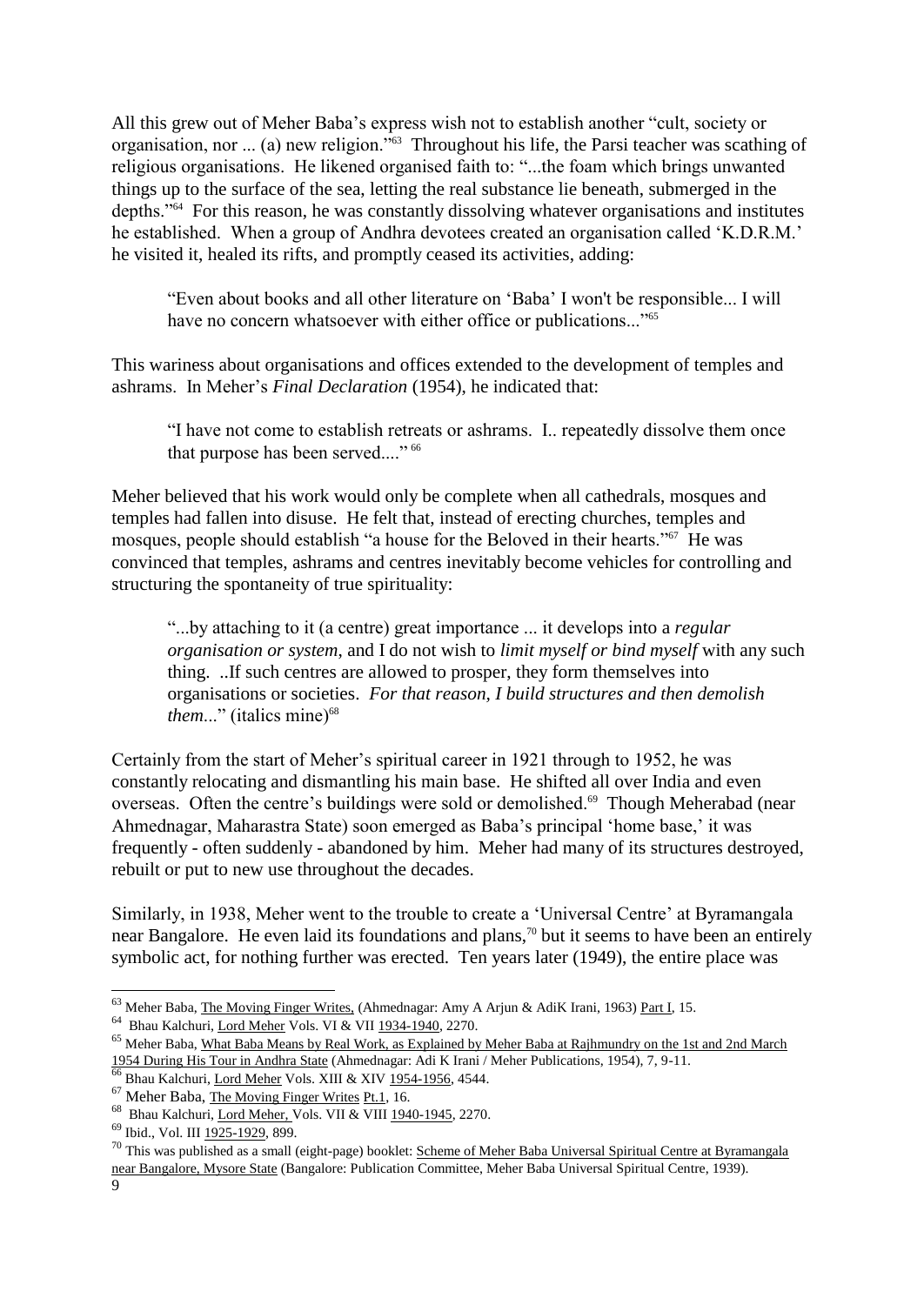All this grew out of Meher Baba's express wish not to establish another "cult, society or organisation, nor ... (a) new religion."[63] Throughout his life, the Parsi teacher was scathing of religious organisations. He likened organised faith to: "...the foam which brings unwanted things up to the surface of the sea, letting the real substance lie beneath, submerged in the depths."[64] For this reason, he was constantly dissolving whatever organisations and institutes he established. When a group of Andhra devotees created an organisation called 'K.D.R.M.' he visited it, healed its rifts, and promptly ceased its activities, adding:

> "Even about books and all other literature on 'Baba' I won't be responsible... I will have no concern whatsoever with either office or publications..."[65]

This wariness about organisations and offices extended to the development of temples and ashrams. In Meher's *Final Declaration* (1954), he indicated that:

> "I have not come to establish retreats or ashrams. I.. repeatedly dissolve them once that purpose has been served...." [66]

Meher believed that his work would only be complete when all cathedrals, mosques and temples had fallen into disuse. He felt that, instead of erecting churches, temples and mosques, people should establish "a house for the Beloved in their hearts."[67] He was convinced that temples, ashrams and centres inevitably become vehicles for controlling and structuring the spontaneity of true spirituality:

> "...by attaching to it (a centre) great importance ... it develops into a *regular organisation or system*, and I do not wish to *limit myself or bind myself* with any such thing. ..If such centres are allowed to prosper, they form themselves into organisations or societies. *For that reason, I build structures and then demolish them*..." (italics mine)[68]

Certainly from the start of Meher's spiritual career in 1921 through to 1952, he was constantly relocating and dismantling his main base. He shifted all over India and even overseas. Often the centre's buildings were sold or demolished.[69] Though Meherabad (near Ahmednagar, Maharastra State) soon emerged as Baba's principal 'home base,' it was frequently - often suddenly - abandoned by him. Meher had many of its structures destroyed, rebuilt or put to new use throughout the decades.

Similarly, in 1938, Meher went to the trouble to create a 'Universal Centre' at Byramangala near Bangalore. He even laid its foundations and plans,[70] but it seems to have been an entirely symbolic act, for nothing further was erected. Ten years later (1949), the entire place was

---

[63] Meher Baba, The Moving Finger Writes, (Ahmednagar: Amy A Arjun & AdiK Irani, 1963) Part I, 15.

[64] Bhau Kalchuri, Lord Meher Vols. VI & VII 1934-1940, 2270.

[65] Meher Baba, What Baba Means by Real Work, as Explained by Meher Baba at Rajhmundry on the 1st and 2nd March 1954 During His Tour in Andhra State (Ahmednagar: Adi K Irani / Meher Publications, 1954), 7, 9-11.

[66] Bhau Kalchuri, Lord Meher Vols. XIII & XIV 1954-1956, 4544.

[67] Meher Baba, The Moving Finger Writes Pt.1, 16.

[68] Bhau Kalchuri, Lord Meher, Vols. VII & VIII 1940-1945, 2270.

[69] Ibid., Vol. III 1925-1929, 899.

[70] This was published as a small (eight-page) booklet: Scheme of Meher Baba Universal Spiritual Centre at Byramangala near Bangalore, Mysore State (Bangalore: Publication Committee, Meher Baba Universal Spiritual Centre, 1939).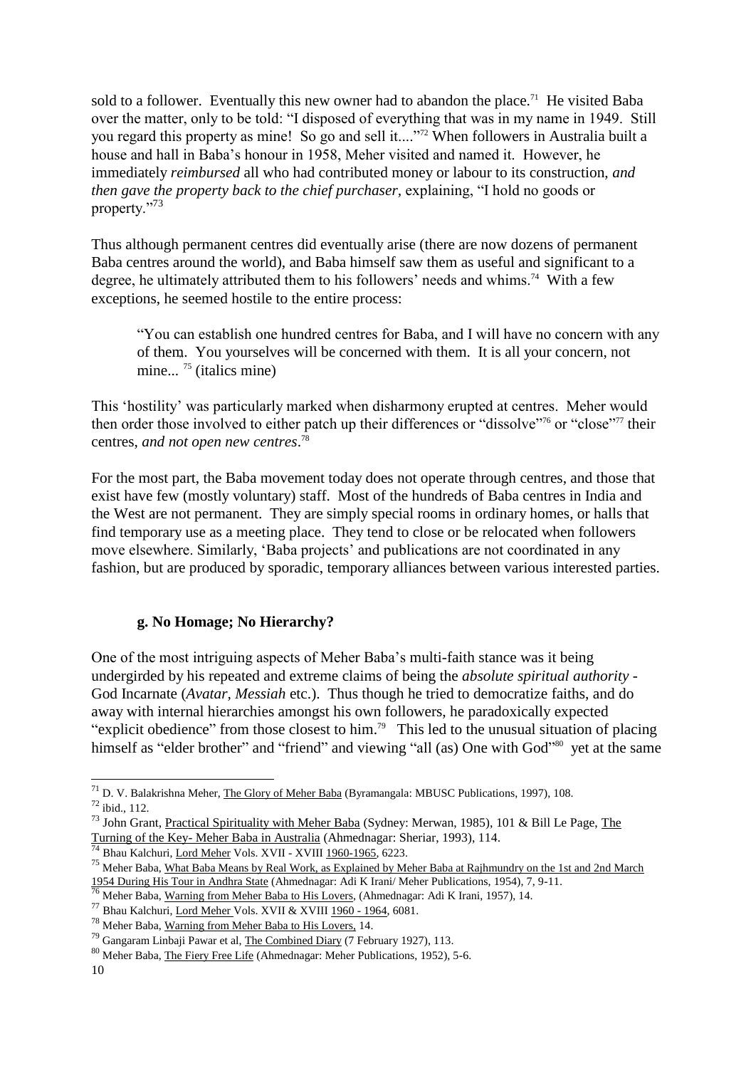sold to a follower. Eventually this new owner had to abandon the place.[71] He visited Baba over the matter, only to be told: "I disposed of everything that was in my name in 1949. Still you regard this property as mine! So go and sell it...."[72] When followers in Australia built a house and hall in Baba's honour in 1958, Meher visited and named it. However, he immediately *reimbursed* all who had contributed money or labour to its construction, *and then gave the property back to the chief purchaser*, explaining, "I hold no goods or property."[73]

Thus although permanent centres did eventually arise (there are now dozens of permanent Baba centres around the world), and Baba himself saw them as useful and significant to a degree, he ultimately attributed them to his followers' needs and whims.[74] With a few exceptions, he seemed hostile to the entire process:

> "You can establish one hundred centres for Baba, and I will have no concern with any of them. You yourselves will be concerned with them. It is all your concern, not mine... [75] (italics mine)

This 'hostility' was particularly marked when disharmony erupted at centres. Meher would then order those involved to either patch up their differences or "dissolve"[76] or "close"[77] their centres, *and not open new centres*.[78]

For the most part, the Baba movement today does not operate through centres, and those that exist have few (mostly voluntary) staff. Most of the hundreds of Baba centres in India and the West are not permanent. They are simply special rooms in ordinary homes, or halls that find temporary use as a meeting place. They tend to close or be relocated when followers move elsewhere. Similarly, 'Baba projects' and publications are not coordinated in any fashion, but are produced by sporadic, temporary alliances between various interested parties.

### g. No Homage; No Hierarchy?

One of the most intriguing aspects of Meher Baba's multi-faith stance was it being undergirded by his repeated and extreme claims of being the *absolute spiritual authority* - God Incarnate (*Avatar, Messiah* etc.). Thus though he tried to democratize faiths, and do away with internal hierarchies amongst his own followers, he paradoxically expected "explicit obedience" from those closest to him.[79] This led to the unusual situation of placing himself as "elder brother" and "friend" and viewing "all (as) One with God"[80] yet at the same

---

[71] D. V. Balakrishna Meher, The Glory of Meher Baba (Byramangala: MBUSC Publications, 1997), 108.
[72] ibid., 112.
[73] John Grant, Practical Spirituality with Meher Baba (Sydney: Merwan, 1985), 101 & Bill Le Page, The Turning of the Key- Meher Baba in Australia (Ahmednagar: Sheriar, 1993), 114.
[74] Bhau Kalchuri, Lord Meher Vols. XVII - XVIII 1960-1965, 6223.
[75] Meher Baba, What Baba Means by Real Work, as Explained by Meher Baba at Rajhmundry on the 1st and 2nd March 1954 During His Tour in Andhra State (Ahmednagar: Adi K Irani/ Meher Publications, 1954), 7, 9-11.
[76] Meher Baba, Warning from Meher Baba to His Lovers, (Ahmednagar: Adi K Irani, 1957), 14.
[77] Bhau Kalchuri, Lord Meher Vols. XVII & XVIII 1960 - 1964, 6081.
[78] Meher Baba, Warning from Meher Baba to His Lovers, 14.
[79] Gangaram Linbaji Pawar et al, The Combined Diary (7 February 1927), 113.
[80] Meher Baba, The Fiery Free Life (Ahmednagar: Meher Publications, 1952), 5-6.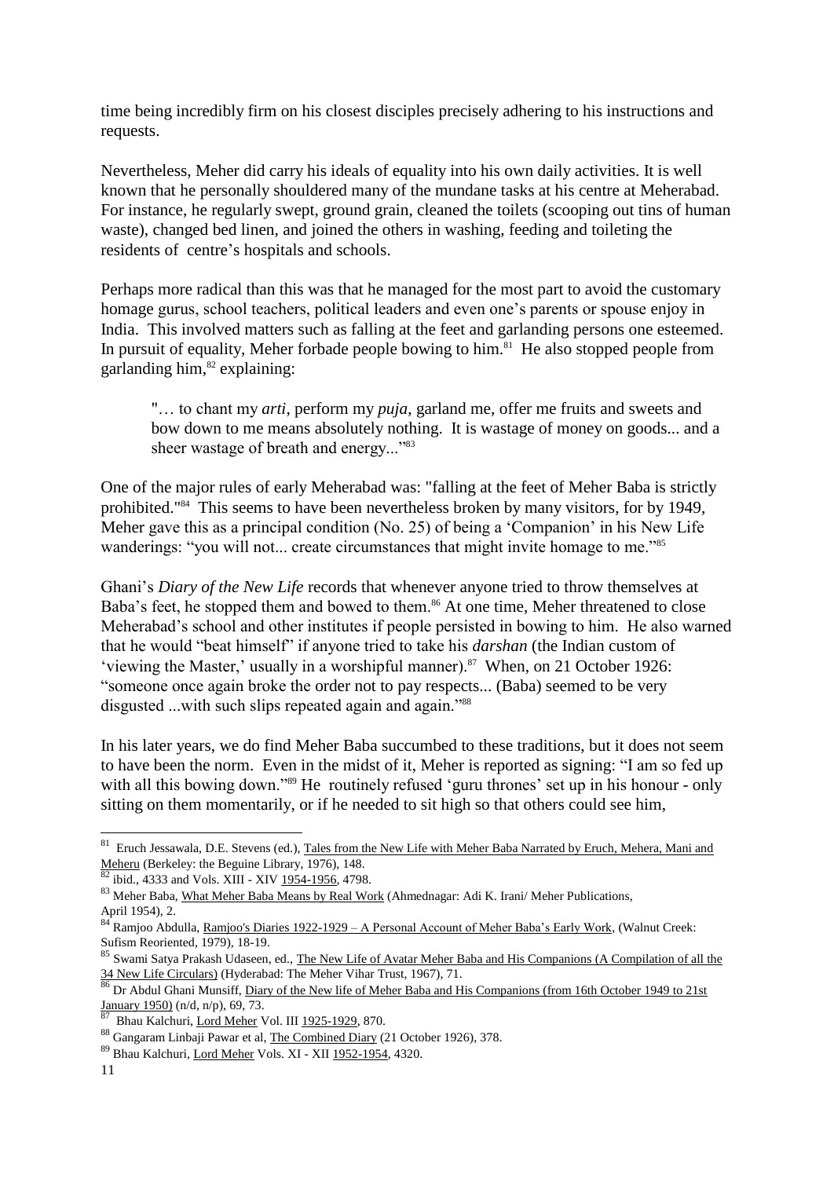time being incredibly firm on his closest disciples precisely adhering to his instructions and requests.

Nevertheless, Meher did carry his ideals of equality into his own daily activities. It is well known that he personally shouldered many of the mundane tasks at his centre at Meherabad. For instance, he regularly swept, ground grain, cleaned the toilets (scooping out tins of human waste), changed bed linen, and joined the others in washing, feeding and toileting the residents of centre's hospitals and schools.

Perhaps more radical than this was that he managed for the most part to avoid the customary homage gurus, school teachers, political leaders and even one's parents or spouse enjoy in India. This involved matters such as falling at the feet and garlanding persons one esteemed. In pursuit of equality, Meher forbade people bowing to him.[81] He also stopped people from garlanding him,[82] explaining:

> "… to chant my *arti*, perform my *puja*, garland me, offer me fruits and sweets and bow down to me means absolutely nothing. It is wastage of money on goods... and a sheer wastage of breath and energy..."[83]

One of the major rules of early Meherabad was: "falling at the feet of Meher Baba is strictly prohibited."[84] This seems to have been nevertheless broken by many visitors, for by 1949, Meher gave this as a principal condition (No. 25) of being a 'Companion' in his New Life wanderings: "you will not... create circumstances that might invite homage to me."[85]

Ghani's *Diary of the New Life* records that whenever anyone tried to throw themselves at Baba's feet, he stopped them and bowed to them.[86] At one time, Meher threatened to close Meherabad's school and other institutes if people persisted in bowing to him. He also warned that he would "beat himself" if anyone tried to take his *darshan* (the Indian custom of 'viewing the Master,' usually in a worshipful manner).[87] When, on 21 October 1926: "someone once again broke the order not to pay respects... (Baba) seemed to be very disgusted ...with such slips repeated again and again."[88]

In his later years, we do find Meher Baba succumbed to these traditions, but it does not seem to have been the norm. Even in the midst of it, Meher is reported as signing: "I am so fed up with all this bowing down."[89] He routinely refused 'guru thrones' set up in his honour - only sitting on them momentarily, or if he needed to sit high so that others could see him,

---

[81] Eruch Jessawala, D.E. Stevens (ed.), Tales from the New Life with Meher Baba Narrated by Eruch, Mehera, Mani and Meheru (Berkeley: the Beguine Library, 1976), 148.

[82] ibid., 4333 and Vols. XIII - XIV 1954-1956, 4798.

[83] Meher Baba, What Meher Baba Means by Real Work (Ahmednagar: Adi K. Irani/ Meher Publications, April 1954), 2.

[84] Ramjoo Abdulla, Ramjoo's Diaries 1922-1929 – A Personal Account of Meher Baba's Early Work, (Walnut Creek: Sufism Reoriented, 1979), 18-19.

[85] Swami Satya Prakash Udaseen, ed., The New Life of Avatar Meher Baba and His Companions (A Compilation of all the 34 New Life Circulars) (Hyderabad: The Meher Vihar Trust, 1967), 71.

[86] Dr Abdul Ghani Munsiff, Diary of the New life of Meher Baba and His Companions (from 16th October 1949 to 21st January 1950) (n/d, n/p), 69, 73.

[87] Bhau Kalchuri, Lord Meher Vol. III 1925-1929, 870.

[88] Gangaram Linbaji Pawar et al, The Combined Diary (21 October 1926), 378.

[89] Bhau Kalchuri, Lord Meher Vols. XI - XII 1952-1954, 4320.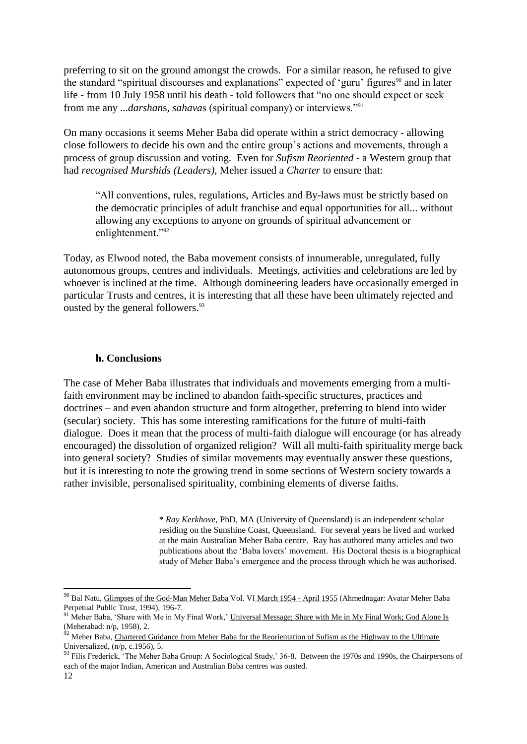preferring to sit on the ground amongst the crowds. For a similar reason, he refused to give the standard "spiritual discourses and explanations" expected of 'guru' figures[90] and in later life - from 10 July 1958 until his death - told followers that "no one should expect or seek from me any ...*darshan*s, *sahava*s (spiritual company) or interviews."[91]

On many occasions it seems Meher Baba did operate within a strict democracy - allowing close followers to decide his own and the entire group's actions and movements, through a process of group discussion and voting. Even for *Sufism Reoriented* - a Western group that had *recognised Murshids (Leaders)*, Meher issued a *Charter* to ensure that:

> "All conventions, rules, regulations, Articles and By-laws must be strictly based on the democratic principles of adult franchise and equal opportunities for all... without allowing any exceptions to anyone on grounds of spiritual advancement or enlightenment."[92]

Today, as Elwood noted, the Baba movement consists of innumerable, unregulated, fully autonomous groups, centres and individuals. Meetings, activities and celebrations are led by whoever is inclined at the time. Although domineering leaders have occasionally emerged in particular Trusts and centres, it is interesting that all these have been ultimately rejected and ousted by the general followers.[93]

### h. Conclusions

The case of Meher Baba illustrates that individuals and movements emerging from a multi-faith environment may be inclined to abandon faith-specific structures, practices and doctrines – and even abandon structure and form altogether, preferring to blend into wider (secular) society. This has some interesting ramifications for the future of multi-faith dialogue. Does it mean that the process of multi-faith dialogue will encourage (or has already encouraged) the dissolution of organized religion? Will all multi-faith spirituality merge back into general society? Studies of similar movements may eventually answer these questions, but it is interesting to note the growing trend in some sections of Western society towards a rather invisible, personalised spirituality, combining elements of diverse faiths.

\* *Ray Kerkhove*, PhD, MA (University of Queensland) is an independent scholar residing on the Sunshine Coast, Queensland. For several years he lived and worked at the main Australian Meher Baba centre. Ray has authored many articles and two publications about the 'Baba lovers' movement. His Doctoral thesis is a biographical study of Meher Baba's emergence and the process through which he was authorised.

---

[90] Bal Natu, Glimpses of the God-Man Meher Baba Vol. VI March 1954 - April 1955 (Ahmednagar: Avatar Meher Baba Perpetual Public Trust, 1994), 196-7.

[91] Meher Baba, 'Share with Me in My Final Work,' Universal Message; Share with Me in My Final Work; God Alone Is (Meherabad: n/p, 1958), 2.

[92] Meher Baba, Chartered Guidance from Meher Baba for the Reorientation of Sufism as the Highway to the Ultimate Universalized, (n/p, c.1956), 5.

[93] Filis Frederick, 'The Meher Baba Group: A Sociological Study,' 36-8. Between the 1970s and 1990s, the Chairpersons of each of the major Indian, American and Australian Baba centres was ousted.